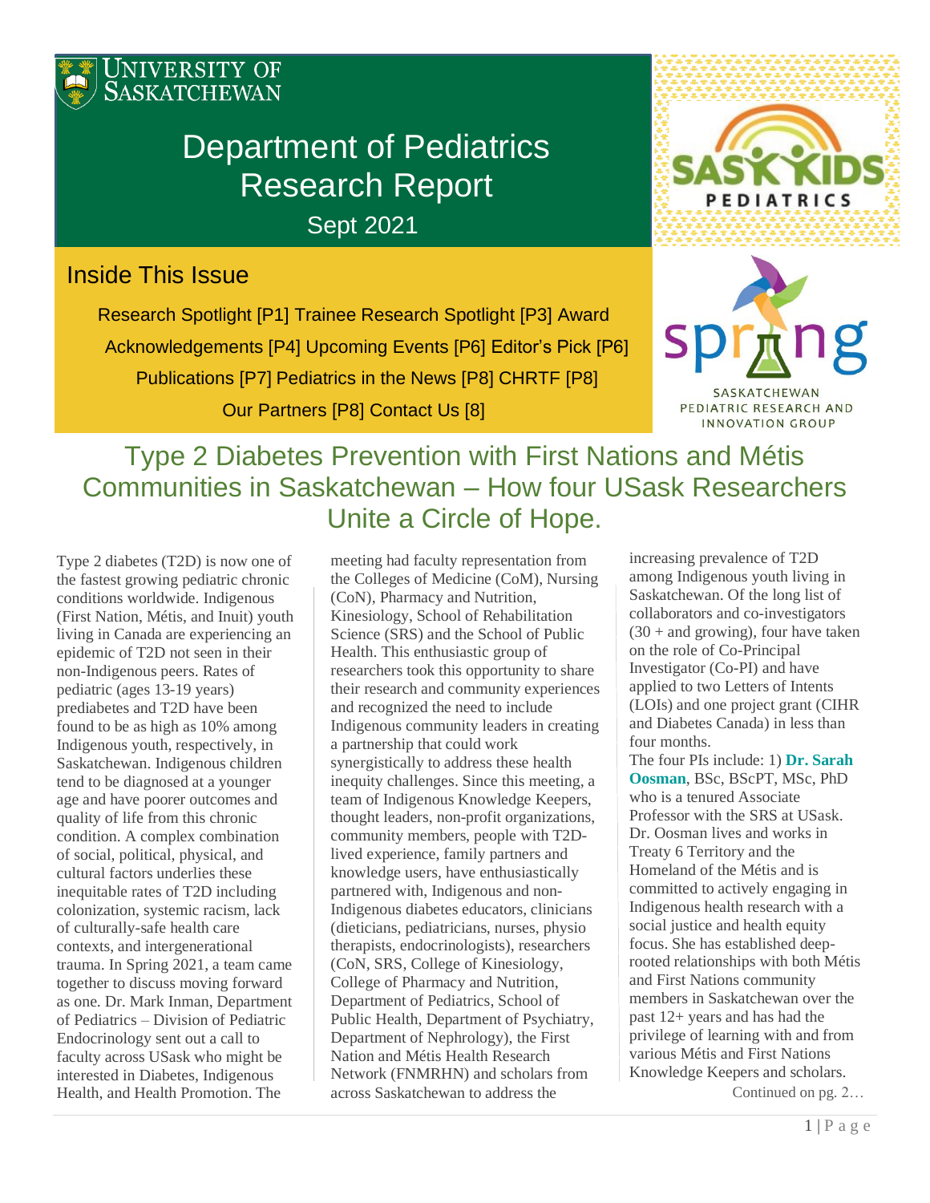University of Saskatchewan

# Department of Pediatrics Research Report

Sept 2021

SASKKIDS PEDIATRICS

spring SASKATCHEWAN PEDIATRIC RESEARCH AND INNOVATION GROUP

## Inside This Issue

Research Spotlight [P1] Trainee Research Spotlight [P3] Award Acknowledgements [P4] Upcoming Events [P6] Editor's Pick [P6] Publications [P7] Pediatrics in the News [P8] CHRTF [P8] Our Partners [P8] Contact Us [8]

## Type 2 Diabetes Prevention with First Nations and Métis Communities in Saskatchewan – How four USask Researchers Unite a Circle of Hope.

Type 2 diabetes (T2D) is now one of the fastest growing pediatric chronic conditions worldwide. Indigenous (First Nation, Métis, and Inuit) youth living in Canada are experiencing an epidemic of T2D not seen in their non-Indigenous peers. Rates of pediatric (ages 13-19 years) prediabetes and T2D have been found to be as high as 10% among Indigenous youth, respectively, in Saskatchewan. Indigenous children tend to be diagnosed at a younger age and have poorer outcomes and quality of life from this chronic condition. A complex combination of social, political, physical, and cultural factors underlies these inequitable rates of T2D including colonization, systemic racism, lack of culturally-safe health care contexts, and intergenerational trauma. In Spring 2021, a team came together to discuss moving forward as one. Dr. Mark Inman, Department of Pediatrics – Division of Pediatric Endocrinology sent out a call to faculty across USask who might be interested in Diabetes, Indigenous Health, and Health Promotion. The meeting had faculty representation from the Colleges of Medicine (CoM), Nursing (CoN), Pharmacy and Nutrition, Kinesiology, School of Rehabilitation Science (SRS) and the School of Public Health. This enthusiastic group of researchers took this opportunity to share their research and community experiences and recognized the need to include Indigenous community leaders in creating a partnership that could work synergistically to address these health inequity challenges. Since this meeting, a team of Indigenous Knowledge Keepers, thought leaders, non-profit organizations, community members, people with T2D-lived experience, family partners and knowledge users, have enthusiastically partnered with, Indigenous and non-Indigenous diabetes educators, clinicians (dieticians, pediatricians, nurses, physio therapists, endocrinologists), researchers (CoN, SRS, College of Kinesiology, College of Pharmacy and Nutrition, Department of Pediatrics, School of Public Health, Department of Psychiatry, Department of Nephrology), the First Nation and Métis Health Research Network (FNMRHN) and scholars from across Saskatchewan to address the increasing prevalence of T2D among Indigenous youth living in Saskatchewan. Of the long list of collaborators and co-investigators (30 + and growing), four have taken on the role of Co-Principal Investigator (Co-PI) and have applied to two Letters of Intents (LOIs) and one project grant (CIHR and Diabetes Canada) in less than four months.

The four PIs include: 1) **Dr. Sarah Oosman**, BSc, BScPT, MSc, PhD who is a tenured Associate Professor with the SRS at USask. Dr. Oosman lives and works in Treaty 6 Territory and the Homeland of the Métis and is committed to actively engaging in Indigenous health research with a social justice and health equity focus. She has established deep-rooted relationships with both Métis and First Nations community members in Saskatchewan over the past 12+ years and has had the privilege of learning with and from various Métis and First Nations Knowledge Keepers and scholars.

Continued on pg. 2…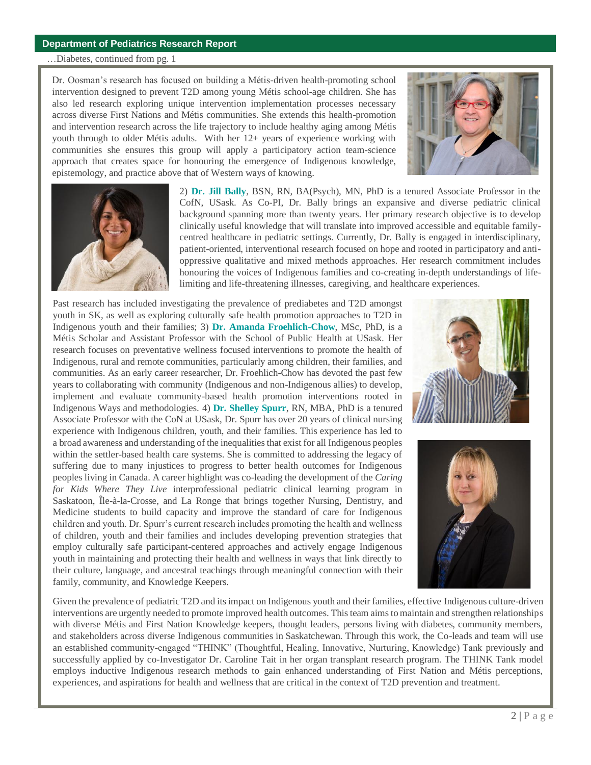…Diabetes, continued from pg. 1

Dr. Oosman's research has focused on building a Métis-driven health-promoting school intervention designed to prevent T2D among young Métis school-age children. She has also led research exploring unique intervention implementation processes necessary across diverse First Nations and Métis communities. She extends this health-promotion and intervention research across the life trajectory to include healthy aging among Métis youth through to older Métis adults. With her 12+ years of experience working with communities she ensures this group will apply a participatory action team-science approach that creates space for honouring the emergence of Indigenous knowledge, epistemology, and practice above that of Western ways of knowing.

2) **Dr. Jill Bally**, BSN, RN, BA(Psych), MN, PhD is a tenured Associate Professor in the CofN, USask. As Co-PI, Dr. Bally brings an expansive and diverse pediatric clinical background spanning more than twenty years. Her primary research objective is to develop clinically useful knowledge that will translate into improved accessible and equitable family-centred healthcare in pediatric settings. Currently, Dr. Bally is engaged in interdisciplinary, patient-oriented, interventional research focused on hope and rooted in participatory and anti-oppressive qualitative and mixed methods approaches. Her research commitment includes honouring the voices of Indigenous families and co-creating in-depth understandings of life-limiting and life-threatening illnesses, caregiving, and healthcare experiences.

Past research has included investigating the prevalence of prediabetes and T2D amongst youth in SK, as well as exploring culturally safe health promotion approaches to T2D in Indigenous youth and their families; 3) **Dr. Amanda Froehlich-Chow**, MSc, PhD, is a Métis Scholar and Assistant Professor with the School of Public Health at USask. Her research focuses on preventative wellness focused interventions to promote the health of Indigenous, rural and remote communities, particularly among children, their families, and communities. As an early career researcher, Dr. Froehlich-Chow has devoted the past few years to collaborating with community (Indigenous and non-Indigenous allies) to develop, implement and evaluate community-based health promotion interventions rooted in Indigenous Ways and methodologies. 4) **Dr. Shelley Spurr**, RN, MBA, PhD is a tenured Associate Professor with the CoN at USask, Dr. Spurr has over 20 years of clinical nursing experience with Indigenous children, youth, and their families. This experience has led to a broad awareness and understanding of the inequalities that exist for all Indigenous peoples within the settler-based health care systems. She is committed to addressing the legacy of suffering due to many injustices to progress to better health outcomes for Indigenous peoples living in Canada. A career highlight was co-leading the development of the *Caring for Kids Where They Live* interprofessional pediatric clinical learning program in Saskatoon, Île-à-la-Crosse, and La Ronge that brings together Nursing, Dentistry, and Medicine students to build capacity and improve the standard of care for Indigenous children and youth. Dr. Spurr's current research includes promoting the health and wellness of children, youth and their families and includes developing prevention strategies that employ culturally safe participant-centered approaches and actively engage Indigenous youth in maintaining and protecting their health and wellness in ways that link directly to their culture, language, and ancestral teachings through meaningful connection with their family, community, and Knowledge Keepers.

Given the prevalence of pediatric T2D and its impact on Indigenous youth and their families, effective Indigenous culture-driven interventions are urgently needed to promote improved health outcomes. This team aims to maintain and strengthen relationships with diverse Métis and First Nation Knowledge keepers, thought leaders, persons living with diabetes, community members, and stakeholders across diverse Indigenous communities in Saskatchewan. Through this work, the Co-leads and team will use an established community-engaged "THINK" (Thoughtful, Healing, Innovative, Nurturing, Knowledge) Tank previously and successfully applied by co-Investigator Dr. Caroline Tait in her organ transplant research program. The THINK Tank model employs inductive Indigenous research methods to gain enhanced understanding of First Nation and Métis perceptions, experiences, and aspirations for health and wellness that are critical in the context of T2D prevention and treatment.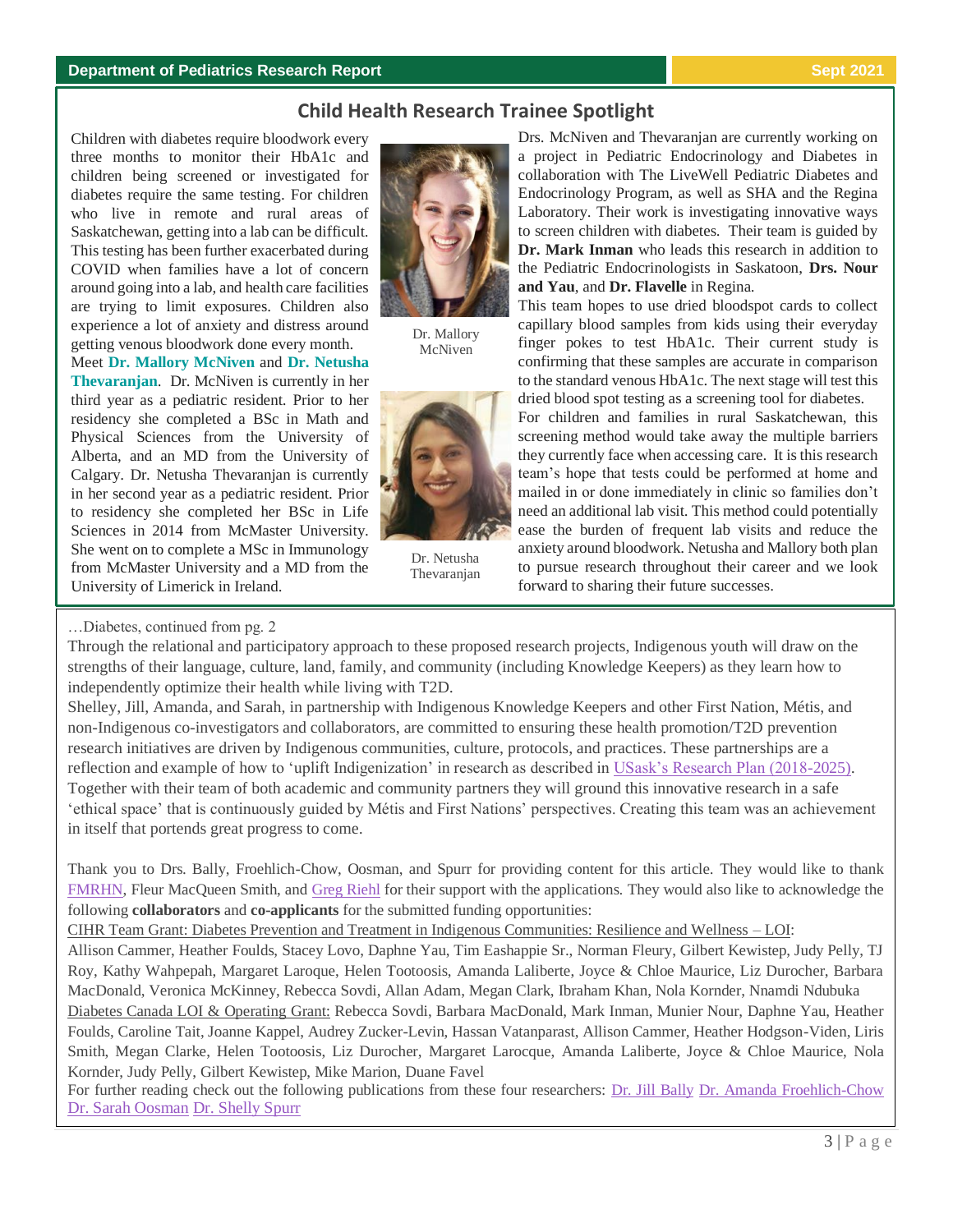## Child Health Research Trainee Spotlight

Children with diabetes require bloodwork every three months to monitor their HbA1c and children being screened or investigated for diabetes require the same testing. For children who live in remote and rural areas of Saskatchewan, getting into a lab can be difficult. This testing has been further exacerbated during COVID when families have a lot of concern around going into a lab, and health care facilities are trying to limit exposures. Children also experience a lot of anxiety and distress around getting venous bloodwork done every month.

Meet **Dr. Mallory McNiven** and **Dr. Netusha Thevaranjan**. Dr. McNiven is currently in her third year as a pediatric resident. Prior to her residency she completed a BSc in Math and Physical Sciences from the University of Alberta, and an MD from the University of Calgary. Dr. Netusha Thevaranjan is currently in her second year as a pediatric resident. Prior to residency she completed her BSc in Life Sciences in 2014 from McMaster University. She went on to complete a MSc in Immunology from McMaster University and a MD from the University of Limerick in Ireland.

Dr. Mallory McNiven

Dr. Netusha Thevaranjan

Drs. McNiven and Thevaranjan are currently working on a project in Pediatric Endocrinology and Diabetes in collaboration with The LiveWell Pediatric Diabetes and Endocrinology Program, as well as SHA and the Regina Laboratory. Their work is investigating innovative ways to screen children with diabetes. Their team is guided by **Dr. Mark Inman** who leads this research in addition to the Pediatric Endocrinologists in Saskatoon, **Drs. Nour and Yau**, and **Dr. Flavelle** in Regina.

This team hopes to use dried bloodspot cards to collect capillary blood samples from kids using their everyday finger pokes to test HbA1c. Their current study is confirming that these samples are accurate in comparison to the standard venous HbA1c. The next stage will test this dried blood spot testing as a screening tool for diabetes. For children and families in rural Saskatchewan, this screening method would take away the multiple barriers they currently face when accessing care. It is this research team's hope that tests could be performed at home and mailed in or done immediately in clinic so families don't need an additional lab visit. This method could potentially ease the burden of frequent lab visits and reduce the anxiety around bloodwork. Netusha and Mallory both plan to pursue research throughout their career and we look forward to sharing their future successes.

---

…Diabetes, continued from pg. 2

Through the relational and participatory approach to these proposed research projects, Indigenous youth will draw on the strengths of their language, culture, land, family, and community (including Knowledge Keepers) as they learn how to independently optimize their health while living with T2D.

Shelley, Jill, Amanda, and Sarah, in partnership with Indigenous Knowledge Keepers and other First Nation, Métis, and non-Indigenous co-investigators and collaborators, are committed to ensuring these health promotion/T2D prevention research initiatives are driven by Indigenous communities, culture, protocols, and practices. These partnerships are a reflection and example of how to 'uplift Indigenization' in research as described in USask's Research Plan (2018-2025). Together with their team of both academic and community partners they will ground this innovative research in a safe 'ethical space' that is continuously guided by Métis and First Nations' perspectives. Creating this team was an achievement in itself that portends great progress to come.

Thank you to Drs. Bally, Froehlich-Chow, Oosman, and Spurr for providing content for this article. They would like to thank FMRHN, Fleur MacQueen Smith, and Greg Riehl for their support with the applications. They would also like to acknowledge the following **collaborators** and **co-applicants** for the submitted funding opportunities:

CIHR Team Grant: Diabetes Prevention and Treatment in Indigenous Communities: Resilience and Wellness – LOI:
Allison Cammer, Heather Foulds, Stacey Lovo, Daphne Yau, Tim Eashappie Sr., Norman Fleury, Gilbert Kewistep, Judy Pelly, TJ Roy, Kathy Wahpepah, Margaret Laroque, Helen Tootoosis, Amanda Laliberte, Joyce & Chloe Maurice, Liz Durocher, Barbara MacDonald, Veronica McKinney, Rebecca Sovdi, Allan Adam, Megan Clark, Ibraham Khan, Nola Kornder, Nnamdi Ndubuka

Diabetes Canada LOI & Operating Grant: Rebecca Sovdi, Barbara MacDonald, Mark Inman, Munier Nour, Daphne Yau, Heather Foulds, Caroline Tait, Joanne Kappel, Audrey Zucker-Levin, Hassan Vatanparast, Allison Cammer, Heather Hodgson-Viden, Liris Smith, Megan Clarke, Helen Tootoosis, Liz Durocher, Margaret Larocque, Amanda Laliberte, Joyce & Chloe Maurice, Nola Kornder, Judy Pelly, Gilbert Kewistep, Mike Marion, Duane Favel

For further reading check out the following publications from these four researchers: Dr. Jill Bally Dr. Amanda Froehlich-Chow Dr. Sarah Oosman Dr. Shelly Spurr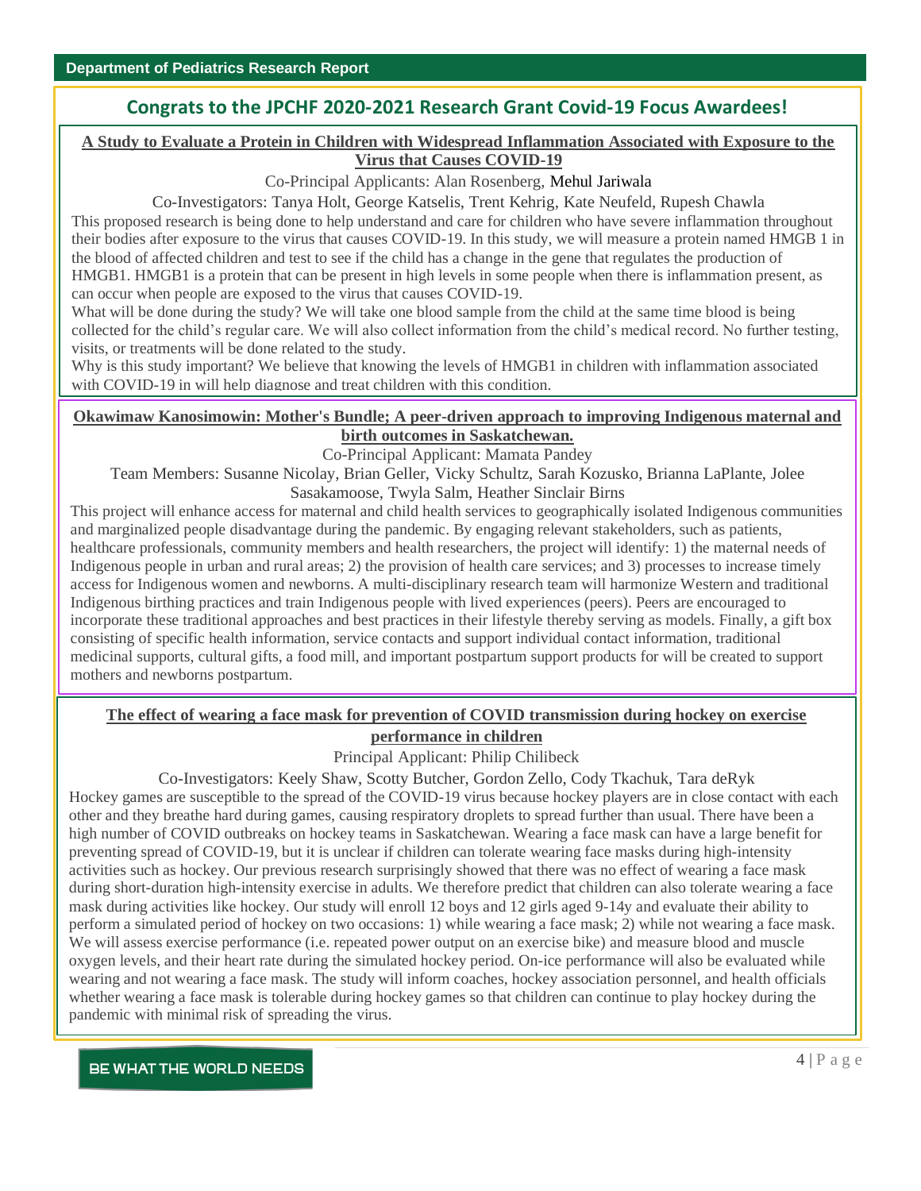## Congrats to the JPCHF 2020-2021 Research Grant Covid-19 Focus Awardees!

### A Study to Evaluate a Protein in Children with Widespread Inflammation Associated with Exposure to the Virus that Causes COVID-19

Co-Principal Applicants: Alan Rosenberg, Mehul Jariwala

Co-Investigators: Tanya Holt, George Katselis, Trent Kehrig, Kate Neufeld, Rupesh Chawla

This proposed research is being done to help understand and care for children who have severe inflammation throughout their bodies after exposure to the virus that causes COVID-19. In this study, we will measure a protein named HMGB 1 in the blood of affected children and test to see if the child has a change in the gene that regulates the production of HMGB1. HMGB1 is a protein that can be present in high levels in some people when there is inflammation present, as can occur when people are exposed to the virus that causes COVID-19.

What will be done during the study? We will take one blood sample from the child at the same time blood is being collected for the child's regular care. We will also collect information from the child's medical record. No further testing, visits, or treatments will be done related to the study.

Why is this study important? We believe that knowing the levels of HMGB1 in children with inflammation associated with COVID-19 in will help diagnose and treat children with this condition.

### Okawimaw Kanosimowin: Mother's Bundle; A peer-driven approach to improving Indigenous maternal and birth outcomes in Saskatchewan.

Co-Principal Applicant: Mamata Pandey

Team Members: Susanne Nicolay, Brian Geller, Vicky Schultz, Sarah Kozusko, Brianna LaPlante, Jolee Sasakamoose, Twyla Salm, Heather Sinclair Birns

This project will enhance access for maternal and child health services to geographically isolated Indigenous communities and marginalized people disadvantage during the pandemic. By engaging relevant stakeholders, such as patients, healthcare professionals, community members and health researchers, the project will identify: 1) the maternal needs of Indigenous people in urban and rural areas; 2) the provision of health care services; and 3) processes to increase timely access for Indigenous women and newborns. A multi-disciplinary research team will harmonize Western and traditional Indigenous birthing practices and train Indigenous people with lived experiences (peers). Peers are encouraged to incorporate these traditional approaches and best practices in their lifestyle thereby serving as models. Finally, a gift box consisting of specific health information, service contacts and support individual contact information, traditional medicinal supports, cultural gifts, a food mill, and important postpartum support products for will be created to support mothers and newborns postpartum.

### The effect of wearing a face mask for prevention of COVID transmission during hockey on exercise performance in children

Principal Applicant: Philip Chilibeck

Co-Investigators: Keely Shaw, Scotty Butcher, Gordon Zello, Cody Tkachuk, Tara deRyk

Hockey games are susceptible to the spread of the COVID-19 virus because hockey players are in close contact with each other and they breathe hard during games, causing respiratory droplets to spread further than usual. There have been a high number of COVID outbreaks on hockey teams in Saskatchewan. Wearing a face mask can have a large benefit for preventing spread of COVID-19, but it is unclear if children can tolerate wearing face masks during high-intensity activities such as hockey. Our previous research surprisingly showed that there was no effect of wearing a face mask during short-duration high-intensity exercise in adults. We therefore predict that children can also tolerate wearing a face mask during activities like hockey. Our study will enroll 12 boys and 12 girls aged 9-14y and evaluate their ability to perform a simulated period of hockey on two occasions: 1) while wearing a face mask; 2) while not wearing a face mask. We will assess exercise performance (i.e. repeated power output on an exercise bike) and measure blood and muscle oxygen levels, and their heart rate during the simulated hockey period. On-ice performance will also be evaluated while wearing and not wearing a face mask. The study will inform coaches, hockey association personnel, and health officials whether wearing a face mask is tolerable during hockey games so that children can continue to play hockey during the pandemic with minimal risk of spreading the virus.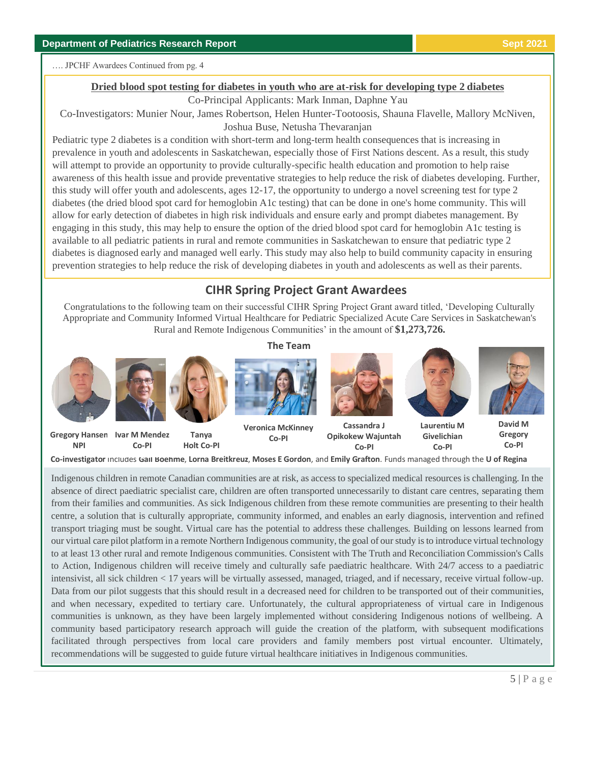…. JPCHF Awardees Continued from pg. 4

**Dried blood spot testing for diabetes in youth who are at-risk for developing type 2 diabetes**

Co-Principal Applicants: Mark Inman, Daphne Yau

Co-Investigators: Munier Nour, James Robertson, Helen Hunter-Tootoosis, Shauna Flavelle, Mallory McNiven, Joshua Buse, Netusha Thevaranjan

Pediatric type 2 diabetes is a condition with short-term and long-term health consequences that is increasing in prevalence in youth and adolescents in Saskatchewan, especially those of First Nations descent. As a result, this study will attempt to provide an opportunity to provide culturally-specific health education and promotion to help raise awareness of this health issue and provide preventative strategies to help reduce the risk of diabetes developing. Further, this study will offer youth and adolescents, ages 12-17, the opportunity to undergo a novel screening test for type 2 diabetes (the dried blood spot card for hemoglobin A1c testing) that can be done in one's home community. This will allow for early detection of diabetes in high risk individuals and ensure early and prompt diabetes management. By engaging in this study, this may help to ensure the option of the dried blood spot card for hemoglobin A1c testing is available to all pediatric patients in rural and remote communities in Saskatchewan to ensure that pediatric type 2 diabetes is diagnosed early and managed well early. This study may also help to build community capacity in ensuring prevention strategies to help reduce the risk of developing diabetes in youth and adolescents as well as their parents.

## CIHR Spring Project Grant Awardees

Congratulations to the following team on their successful CIHR Spring Project Grant award titled, 'Developing Culturally Appropriate and Community Informed Virtual Healthcare for Pediatric Specialized Acute Care Services in Saskatchewan's Rural and Remote Indigenous Communities' in the amount of **$1,273,726.**

### The Team

**Gregory Hansen NPI** | **Ivar M Mendez Co-PI** | **Tanya Holt Co-PI** | **Veronica McKinney Co-PI** | **Cassandra J Opikokew Wajuntah Co-PI** | **Laurentiu M Givelichian Co-PI** | **David M Gregory Co-PI**

**Co-investigator** includes **Gail Boehme**, **Lorna Breitkreuz**, **Moses E Gordon**, and **Emily Grafton**. Funds managed through the **U of Regina**

Indigenous children in remote Canadian communities are at risk, as access to specialized medical resources is challenging. In the absence of direct paediatric specialist care, children are often transported unnecessarily to distant care centres, separating them from their families and communities. As sick Indigenous children from these remote communities are presenting to their health centre, a solution that is culturally appropriate, community informed, and enables an early diagnosis, intervention and refined transport triaging must be sought. Virtual care has the potential to address these challenges. Building on lessons learned from our virtual care pilot platform in a remote Northern Indigenous community, the goal of our study is to introduce virtual technology to at least 13 other rural and remote Indigenous communities. Consistent with The Truth and Reconciliation Commission's Calls to Action, Indigenous children will receive timely and culturally safe paediatric healthcare. With 24/7 access to a paediatric intensivist, all sick children < 17 years will be virtually assessed, managed, triaged, and if necessary, receive virtual follow-up. Data from our pilot suggests that this should result in a decreased need for children to be transported out of their communities, and when necessary, expedited to tertiary care. Unfortunately, the cultural appropriateness of virtual care in Indigenous communities is unknown, as they have been largely implemented without considering Indigenous notions of wellbeing. A community based participatory research approach will guide the creation of the platform, with subsequent modifications facilitated through perspectives from local care providers and family members post virtual encounter. Ultimately, recommendations will be suggested to guide future virtual healthcare initiatives in Indigenous communities.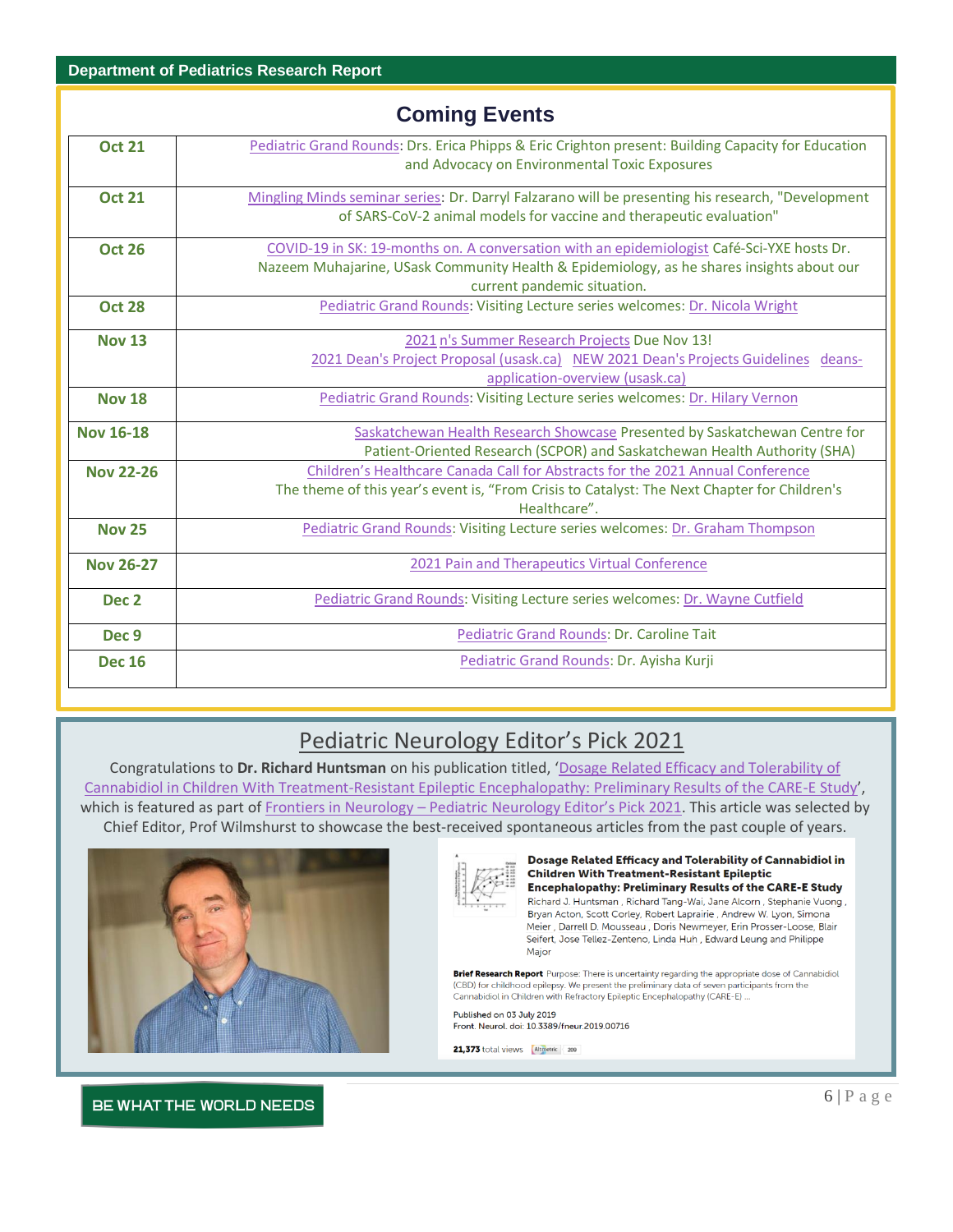## Coming Events

| | |
|---|---|
| **Oct 21** | Pediatric Grand Rounds: Drs. Erica Phipps & Eric Crighton present: Building Capacity for Education and Advocacy on Environmental Toxic Exposures |
| **Oct 21** | Mingling Minds seminar series: Dr. Darryl Falzarano will be presenting his research, "Development of SARS-CoV-2 animal models for vaccine and therapeutic evaluation" |
| **Oct 26** | COVID-19 in SK: 19-months on. A conversation with an epidemiologist Café-Sci-YXE hosts Dr. Nazeem Muhajarine, USask Community Health & Epidemiology, as he shares insights about our current pandemic situation. |
| **Oct 28** | Pediatric Grand Rounds: Visiting Lecture series welcomes: Dr. Nicola Wright |
| **Nov 13** | 2021 n's Summer Research Projects Due Nov 13! 2021 Dean's Project Proposal (usask.ca) NEW 2021 Dean's Projects Guidelines deans-application-overview (usask.ca) |
| **Nov 18** | Pediatric Grand Rounds: Visiting Lecture series welcomes: Dr. Hilary Vernon |
| **Nov 16-18** | Saskatchewan Health Research Showcase Presented by Saskatchewan Centre for Patient-Oriented Research (SCPOR) and Saskatchewan Health Authority (SHA) |
| **Nov 22-26** | Children's Healthcare Canada Call for Abstracts for the 2021 Annual Conference The theme of this year's event is, "From Crisis to Catalyst: The Next Chapter for Children's Healthcare". |
| **Nov 25** | Pediatric Grand Rounds: Visiting Lecture series welcomes: Dr. Graham Thompson |
| **Nov 26-27** | 2021 Pain and Therapeutics Virtual Conference |
| **Dec 2** | Pediatric Grand Rounds: Visiting Lecture series welcomes: Dr. Wayne Cutfield |
| **Dec 9** | Pediatric Grand Rounds: Dr. Caroline Tait |
| **Dec 16** | Pediatric Grand Rounds: Dr. Ayisha Kurji |

## Pediatric Neurology Editor's Pick 2021

Congratulations to **Dr. Richard Huntsman** on his publication titled, 'Dosage Related Efficacy and Tolerability of Cannabidiol in Children With Treatment-Resistant Epileptic Encephalopathy: Preliminary Results of the CARE-E Study', which is featured as part of Frontiers in Neurology – Pediatric Neurology Editor's Pick 2021. This article was selected by Chief Editor, Prof Wilmshurst to showcase the best-received spontaneous articles from the past couple of years.

**Dosage Related Efficacy and Tolerability of Cannabidiol in Children With Treatment-Resistant Epileptic Encephalopathy: Preliminary Results of the CARE-E Study**

Richard J. Huntsman, Richard Tang-Wai, Jane Alcorn, Stephanie Vuong, Bryan Acton, Scott Corley, Robert Laprairie, Andrew W. Lyon, Simona Meier, Darrell D. Mousseau, Doris Newmeyer, Erin Prosser-Loose, Blair Seifert, Jose Tellez-Zenteno, Linda Huh, Edward Leung and Philippe Major

**Brief Research Report** Purpose: There is uncertainty regarding the appropriate dose of Cannabidiol (CBD) for childhood epilepsy. We present the preliminary data of seven participants from the Cannabidiol in Children with Refractory Epileptic Encephalopathy (CARE-E) ...

Published on 03 July 2019
Front. Neurol. doi: 10.3389/fneur.2019.00716

**21,373** total views Altmetric 209

BE WHAT THE WORLD NEEDS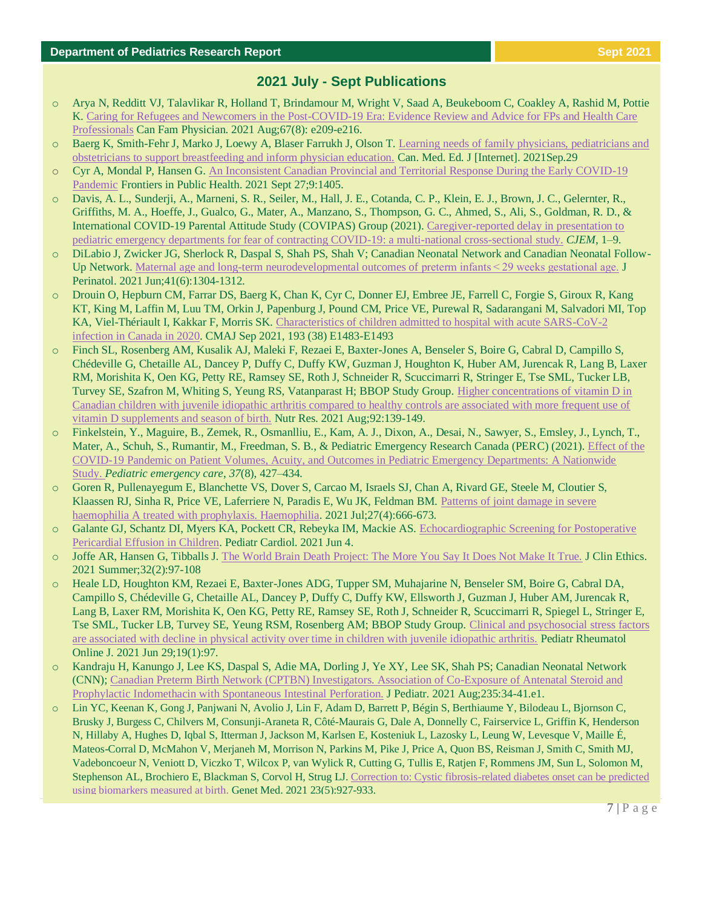## 2021 July - Sept Publications

- Arya N, Redditt VJ, Talavlikar R, Holland T, Brindamour M, Wright V, Saad A, Beukeboom C, Coakley A, Rashid M, Pottie K. Caring for Refugees and Newcomers in the Post-COVID-19 Era: Evidence Review and Advice for FPs and Health Care Professionals Can Fam Physician. 2021 Aug;67(8): e209-e216.
- Baerg K, Smith-Fehr J, Marko J, Loewy A, Blaser Farrukh J, Olson T. Learning needs of family physicians, pediatricians and obstetricians to support breastfeeding and inform physician education. Can. Med. Ed. J [Internet]. 2021Sep.29
- Cyr A, Mondal P, Hansen G. An Inconsistent Canadian Provincial and Territorial Response During the Early COVID-19 Pandemic Frontiers in Public Health. 2021 Sept 27;9:1405.
- Davis, A. L., Sunderji, A., Marneni, S. R., Seiler, M., Hall, J. E., Cotanda, C. P., Klein, E. J., Brown, J. C., Gelernter, R., Griffiths, M. A., Hoeffe, J., Gualco, G., Mater, A., Manzano, S., Thompson, G. C., Ahmed, S., Ali, S., Goldman, R. D., & International COVID-19 Parental Attitude Study (COVIPAS) Group (2021). Caregiver-reported delay in presentation to pediatric emergency departments for fear of contracting COVID-19: a multi-national cross-sectional study. *CJEM*, 1–9.
- DiLabio J, Zwicker JG, Sherlock R, Daspal S, Shah PS, Shah V; Canadian Neonatal Network and Canadian Neonatal Follow-Up Network. Maternal age and long-term neurodevelopmental outcomes of preterm infants < 29 weeks gestational age. J Perinatol. 2021 Jun;41(6):1304-1312.
- Drouin O, Hepburn CM, Farrar DS, Baerg K, Chan K, Cyr C, Donner EJ, Embree JE, Farrell C, Forgie S, Giroux R, Kang KT, King M, Laffin M, Luu TM, Orkin J, Papenburg J, Pound CM, Price VE, Purewal R, Sadarangani M, Salvadori MI, Top KA, Viel-Thériault I, Kakkar F, Morris SK. Characteristics of children admitted to hospital with acute SARS-CoV-2 infection in Canada in 2020. CMAJ Sep 2021, 193 (38) E1483-E1493
- Finch SL, Rosenberg AM, Kusalik AJ, Maleki F, Rezaei E, Baxter-Jones A, Benseler S, Boire G, Cabral D, Campillo S, Chédeville G, Chetaille AL, Dancey P, Duffy C, Duffy KW, Guzman J, Houghton K, Huber AM, Jurencak R, Lang B, Laxer RM, Morishita K, Oen KG, Petty RE, Ramsey SE, Roth J, Schneider R, Scuccimarri R, Stringer E, Tse SML, Tucker LB, Turvey SE, Szafron M, Whiting S, Yeung RS, Vatanparast H; BBOP Study Group. Higher concentrations of vitamin D in Canadian children with juvenile idiopathic arthritis compared to healthy controls are associated with more frequent use of vitamin D supplements and season of birth. Nutr Res. 2021 Aug;92:139-149.
- Finkelstein, Y., Maguire, B., Zemek, R., Osmanlliu, E., Kam, A. J., Dixon, A., Desai, N., Sawyer, S., Emsley, J., Lynch, T., Mater, A., Schuh, S., Rumantir, M., Freedman, S. B., & Pediatric Emergency Research Canada (PERC) (2021). Effect of the COVID-19 Pandemic on Patient Volumes, Acuity, and Outcomes in Pediatric Emergency Departments: A Nationwide Study. *Pediatric emergency care*, *37*(8), 427–434.
- Goren R, Pullenayegum E, Blanchette VS, Dover S, Carcao M, Israels SJ, Chan A, Rivard GE, Steele M, Cloutier S, Klaassen RJ, Sinha R, Price VE, Laferriere N, Paradis E, Wu JK, Feldman BM. Patterns of joint damage in severe haemophilia A treated with prophylaxis. Haemophilia. 2021 Jul;27(4):666-673.
- Galante GJ, Schantz DI, Myers KA, Pockett CR, Rebeyka IM, Mackie AS. Echocardiographic Screening for Postoperative Pericardial Effusion in Children. Pediatr Cardiol. 2021 Jun 4.
- Joffe AR, Hansen G, Tibballs J. The World Brain Death Project: The More You Say It Does Not Make It True. J Clin Ethics. 2021 Summer;32(2):97-108
- Heale LD, Houghton KM, Rezaei E, Baxter-Jones ADG, Tupper SM, Muhajarine N, Benseler SM, Boire G, Cabral DA, Campillo S, Chédeville G, Chetaille AL, Dancey P, Duffy C, Duffy KW, Ellsworth J, Guzman J, Huber AM, Jurencak R, Lang B, Laxer RM, Morishita K, Oen KG, Petty RE, Ramsey SE, Roth J, Schneider R, Scuccimarri R, Spiegel L, Stringer E, Tse SML, Tucker LB, Turvey SE, Yeung RSM, Rosenberg AM; BBOP Study Group. Clinical and psychosocial stress factors are associated with decline in physical activity over time in children with juvenile idiopathic arthritis. Pediatr Rheumatol Online J. 2021 Jun 29;19(1):97.
- Kandraju H, Kanungo J, Lee KS, Daspal S, Adie MA, Dorling J, Ye XY, Lee SK, Shah PS; Canadian Neonatal Network (CNN); Canadian Preterm Birth Network (CPTBN) Investigators. Association of Co-Exposure of Antenatal Steroid and Prophylactic Indomethacin with Spontaneous Intestinal Perforation. J Pediatr. 2021 Aug;235:34-41.e1.
- Lin YC, Keenan K, Gong J, Panjwani N, Avolio J, Lin F, Adam D, Barrett P, Bégin S, Berthiaume Y, Bilodeau L, Bjornson C, Brusky J, Burgess C, Chilvers M, Consunji-Araneta R, Côté-Maurais G, Dale A, Donnelly C, Fairservice L, Griffin K, Henderson N, Hillaby A, Hughes D, Iqbal S, Itterman J, Jackson M, Karlsen E, Kosteniuk L, Lazosky L, Leung W, Levesque V, Maille É, Mateos-Corral D, McMahon V, Merjaneh M, Morrison N, Parkins M, Pike J, Price A, Quon BS, Reisman J, Smith C, Smith MJ, Vadeboncoeur N, Veniott D, Viczko T, Wilcox P, van Wylick R, Cutting G, Tullis E, Ratjen F, Rommens JM, Sun L, Solomon M, Stephenson AL, Brochiero E, Blackman S, Corvol H, Strug LJ. Correction to: Cystic fibrosis-related diabetes onset can be predicted using biomarkers measured at birth. Genet Med. 2021 23(5):927-933.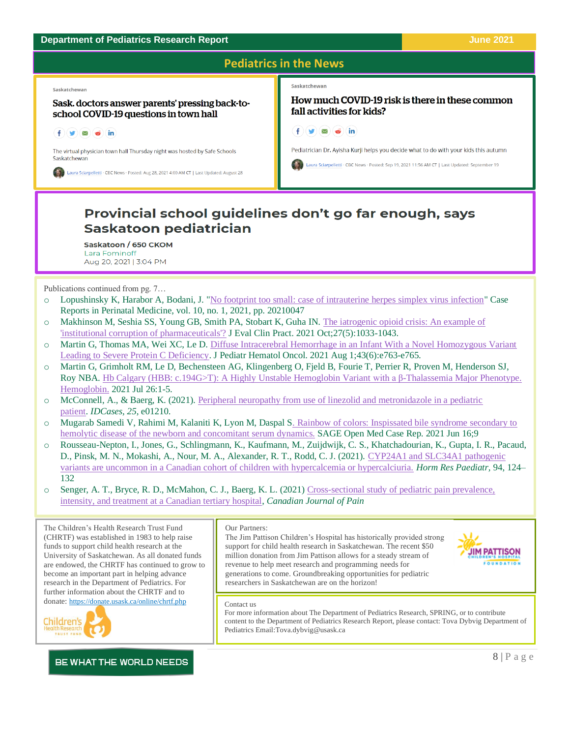## Pediatrics in the News

Saskatchewan

**Sask. doctors answer parents' pressing back-to-school COVID-19 questions in town hall**

The virtual physician town hall Thursday night was hosted by Safe Schools Saskatchewan

Laura Sciarpelletti · CBC News · Posted: Aug 28, 2021 4:00 AM CT | Last Updated: August 28

Saskatchewan

**How much COVID-19 risk is there in these common fall activities for kids?**

Pediatrician Dr. Ayisha Kurji helps you decide what to do with your kids this autumn

Laura Sciarpelletti · CBC News · Posted: Sep 19, 2021 11:56 AM CT | Last Updated: September 19

**Provincial school guidelines don't go far enough, says Saskatoon pediatrician**

**Saskatoon / 650 CKOM**
Lara Fominoff
Aug 20, 2021 | 3:04 PM

Publications continued from pg. 7…

- Lopushinsky K, Harabor A, Bodani, J. "No footprint too small: case of intrauterine herpes simplex virus infection" Case Reports in Perinatal Medicine, vol. 10, no. 1, 2021, pp. 20210047
- Makhinson M, Seshia SS, Young GB, Smith PA, Stobart K, Guha IN. The iatrogenic opioid crisis: An example of 'institutional corruption of pharmaceuticals'? J Eval Clin Pract. 2021 Oct;27(5):1033-1043.
- Martin G, Thomas MA, Wei XC, Le D. Diffuse Intracerebral Hemorrhage in an Infant With a Novel Homozygous Variant Leading to Severe Protein C Deficiency. J Pediatr Hematol Oncol. 2021 Aug 1;43(6):e763-e765.
- Martin G, Grimholt RM, Le D, Bechensteen AG, Klingenberg O, Fjeld B, Fourie T, Perrier R, Proven M, Henderson SJ, Roy NBA. Hb Calgary (HBB: c.194G>T): A Highly Unstable Hemoglobin Variant with a β-Thalassemia Major Phenotype. Hemoglobin. 2021 Jul 26:1-5.
- McConnell, A., & Baerg, K. (2021). Peripheral neuropathy from use of linezolid and metronidazole in a pediatric patient. *IDCases*, *25*, e01210.
- Mugarab Samedi V, Rahimi M, Kalaniti K, Lyon M, Daspal S. Rainbow of colors: Inspissated bile syndrome secondary to hemolytic disease of the newborn and concomitant serum dynamics. SAGE Open Med Case Rep. 2021 Jun 16;9
- Rousseau-Nepton, I., Jones, G., Schlingmann, K., Kaufmann, M., Zuijdwijk, C. S., Khatchadourian, K., Gupta, I. R., Pacaud, D., Pinsk, M. N., Mokashi, A., Nour, M. A., Alexander, R. T., Rodd, C. J. (2021). CYP24A1 and SLC34A1 pathogenic variants are uncommon in a Canadian cohort of children with hypercalcemia or hypercalciuria. *Horm Res Paediatr*, 94, 124–132
- Senger, A. T., Bryce, R. D., McMahon, C. J., Baerg, K. L. (2021) Cross-sectional study of pediatric pain prevalence, intensity, and treatment at a Canadian tertiary hospital, *Canadian Journal of Pain*

The Children's Health Research Trust Fund (CHRTF) was established in 1983 to help raise funds to support child health research at the University of Saskatchewan. As all donated funds are endowed, the CHRTF has continued to grow to become an important part in helping advance research in the Department of Pediatrics. For further information about the CHRTF and to donate: https://donate.usask.ca/online/chrtf.php

Our Partners:
The Jim Pattison Children's Hospital has historically provided strong support for child health research in Saskatchewan. The recent $50 million donation from Jim Pattison allows for a steady stream of revenue to help meet research and programming needs for generations to come. Groundbreaking opportunities for pediatric researchers in Saskatchewan are on the horizon!

Contact us
For more information about The Department of Pediatrics Research, SPRING, or to contribute content to the Department of Pediatrics Research Report, please contact: Tova Dybvig Department of Pediatrics Email:Tova.dybvig@usask.ca

BE WHAT THE WORLD NEEDS